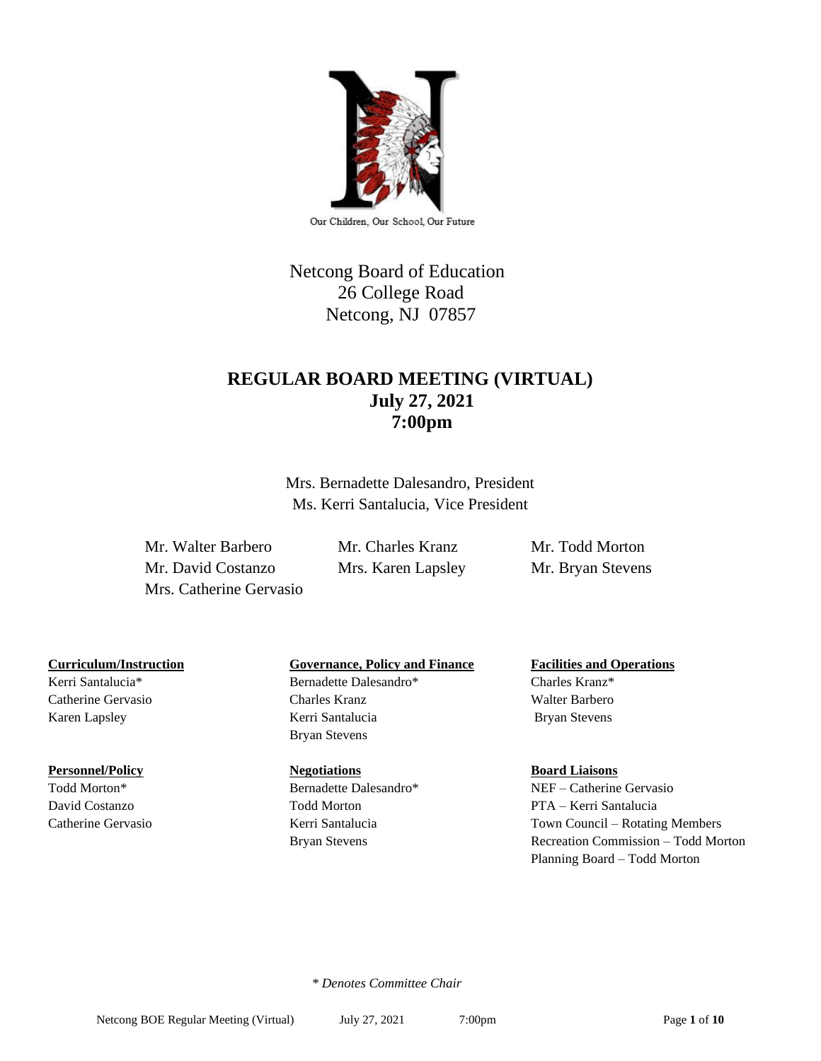Our Children, Our School, Our Future

Netcong Board of Education
26 College Road
Netcong, NJ 07857

# REGULAR BOARD MEETING (VIRTUAL)
## July 27, 2021
## 7:00pm

Mrs. Bernadette Dalesandro, President
Ms. Kerri Santalucia, Vice President

Mr. Walter Barbero
Mr. David Costanzo
Mrs. Catherine Gervasio
Mr. Charles Kranz
Mrs. Karen Lapsley
Mr. Todd Morton
Mr. Bryan Stevens

**Curriculum/Instruction**
Kerri Santalucia*
Catherine Gervasio
Karen Lapsley

**Governance, Policy and Finance**
Bernadette Dalesandro*
Charles Kranz
Kerri Santalucia
Bryan Stevens

**Facilities and Operations**
Charles Kranz*
Walter Barbero
Bryan Stevens

**Personnel/Policy**
Todd Morton*
David Costanzo
Catherine Gervasio

**Negotiations**
Bernadette Dalesandro*
Todd Morton
Kerri Santalucia
Bryan Stevens

**Board Liaisons**
NEF – Catherine Gervasio
PTA – Kerri Santalucia
Town Council – Rotating Members
Recreation Commission – Todd Morton
Planning Board – Todd Morton

*\* Denotes Committee Chair*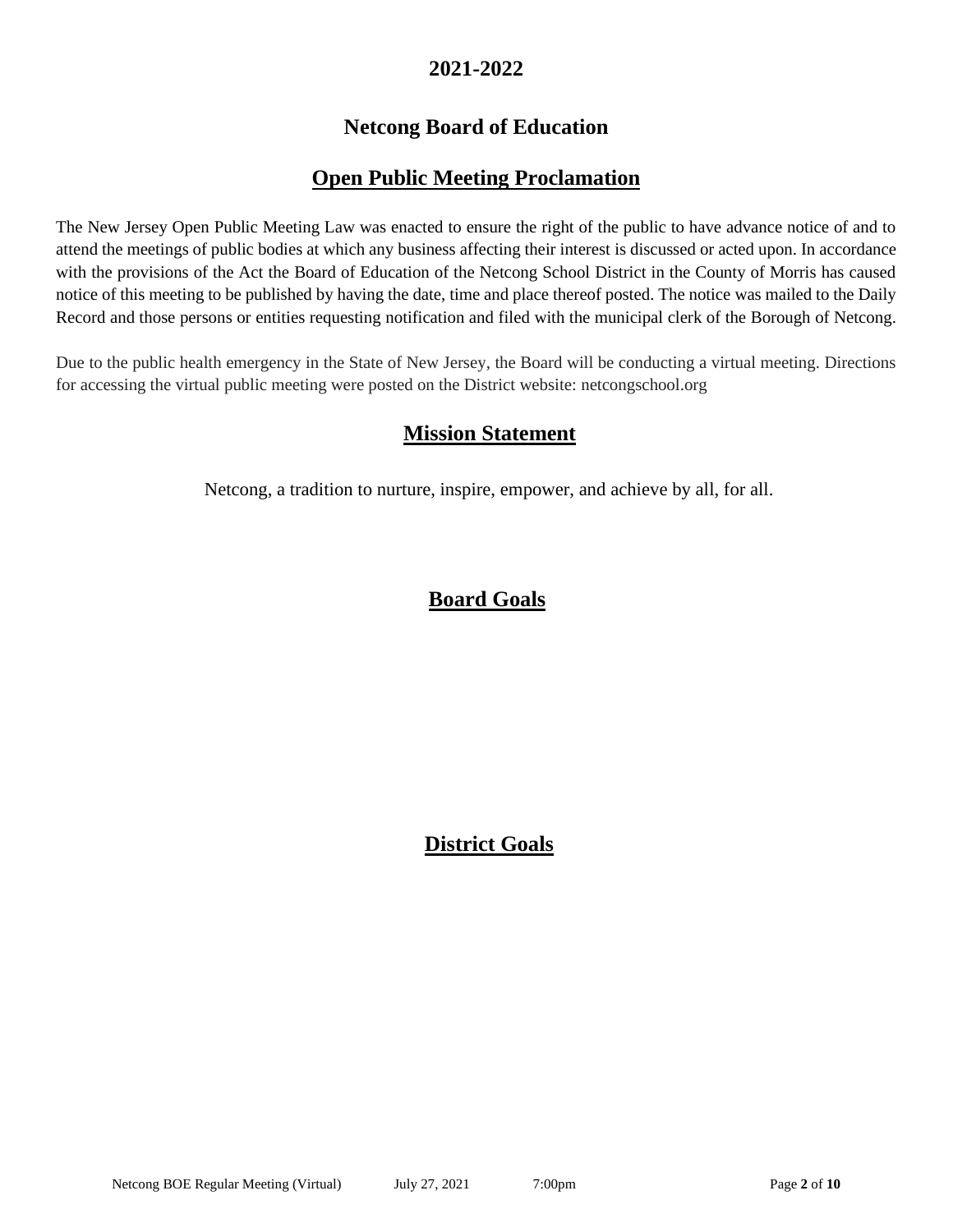## 2021-2022

## Netcong Board of Education

## Open Public Meeting Proclamation

The New Jersey Open Public Meeting Law was enacted to ensure the right of the public to have advance notice of and to attend the meetings of public bodies at which any business affecting their interest is discussed or acted upon. In accordance with the provisions of the Act the Board of Education of the Netcong School District in the County of Morris has caused notice of this meeting to be published by having the date, time and place thereof posted. The notice was mailed to the Daily Record and those persons or entities requesting notification and filed with the municipal clerk of the Borough of Netcong.

Due to the public health emergency in the State of New Jersey, the Board will be conducting a virtual meeting. Directions for accessing the virtual public meeting were posted on the District website: netcongschool.org

## Mission Statement

Netcong, a tradition to nurture, inspire, empower, and achieve by all, for all.

## Board Goals

## District Goals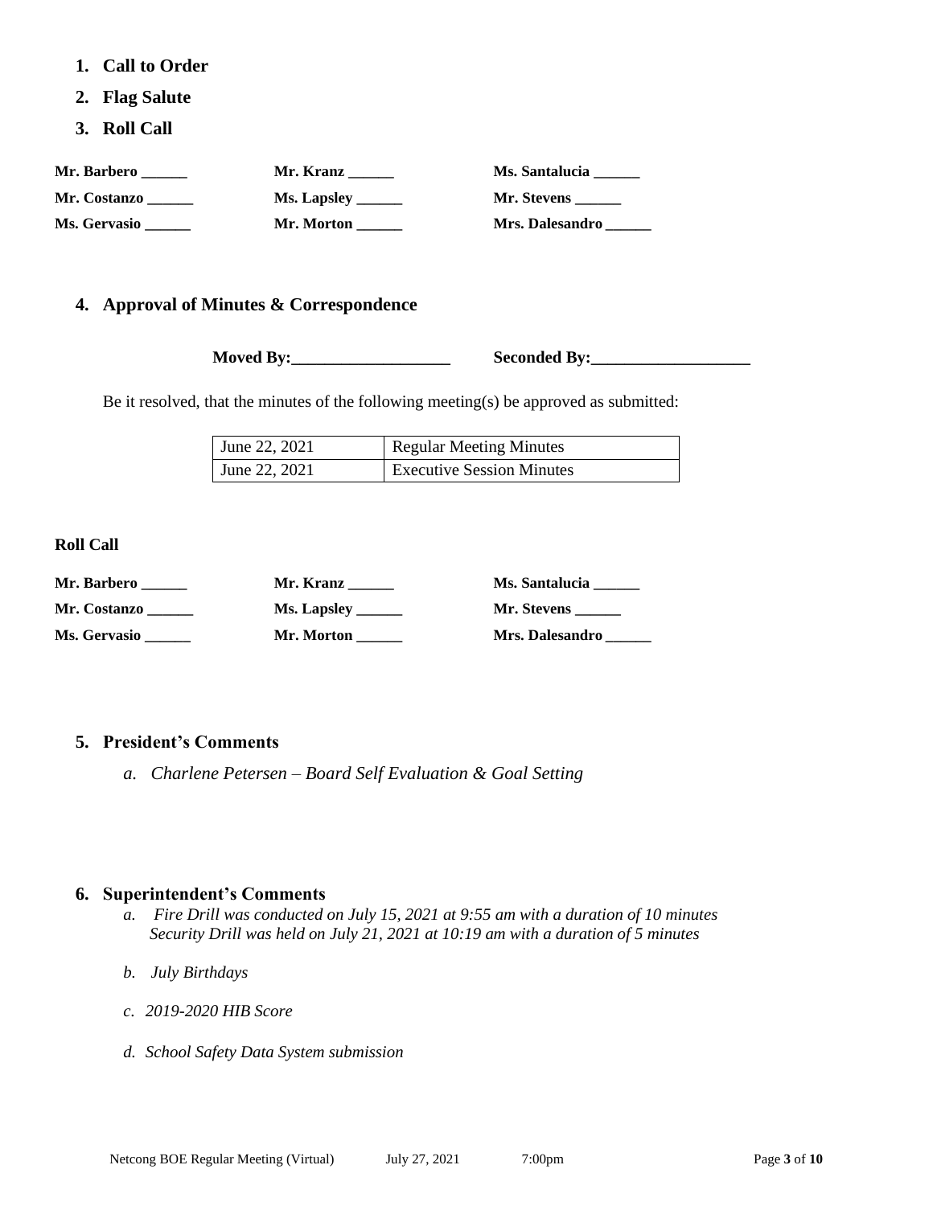1. **Call to Order**
2. **Flag Salute**
3. **Roll Call**

| | | |
|---|---|---|
| **Mr. Barbero ______** | **Mr. Kranz ______** | **Ms. Santalucia ______** |
| **Mr. Costanzo ______** | **Ms. Lapsley ______** | **Mr. Stevens ______** |
| **Ms. Gervasio ______** | **Mr. Morton ______** | **Mrs. Dalesandro ______** |

4. **Approval of Minutes & Correspondence**

**Moved By:____________________** **Seconded By:____________________**

Be it resolved, that the minutes of the following meeting(s) be approved as submitted:

| | |
|---|---|
| June 22, 2021 | Regular Meeting Minutes |
| June 22, 2021 | Executive Session Minutes |

**Roll Call**

| | | |
|---|---|---|
| **Mr. Barbero ______** | **Mr. Kranz ______** | **Ms. Santalucia ______** |
| **Mr. Costanzo ______** | **Ms. Lapsley ______** | **Mr. Stevens ______** |
| **Ms. Gervasio ______** | **Mr. Morton ______** | **Mrs. Dalesandro ______** |

5. **President's Comments**

   *a. Charlene Petersen – Board Self Evaluation & Goal Setting*

6. **Superintendent's Comments**

   *a. Fire Drill was conducted on July 15, 2021 at 9:55 am with a duration of 10 minutes Security Drill was held on July 21, 2021 at 10:19 am with a duration of 5 minutes*

   *b. July Birthdays*

   *c. 2019-2020 HIB Score*

   *d. School Safety Data System submission*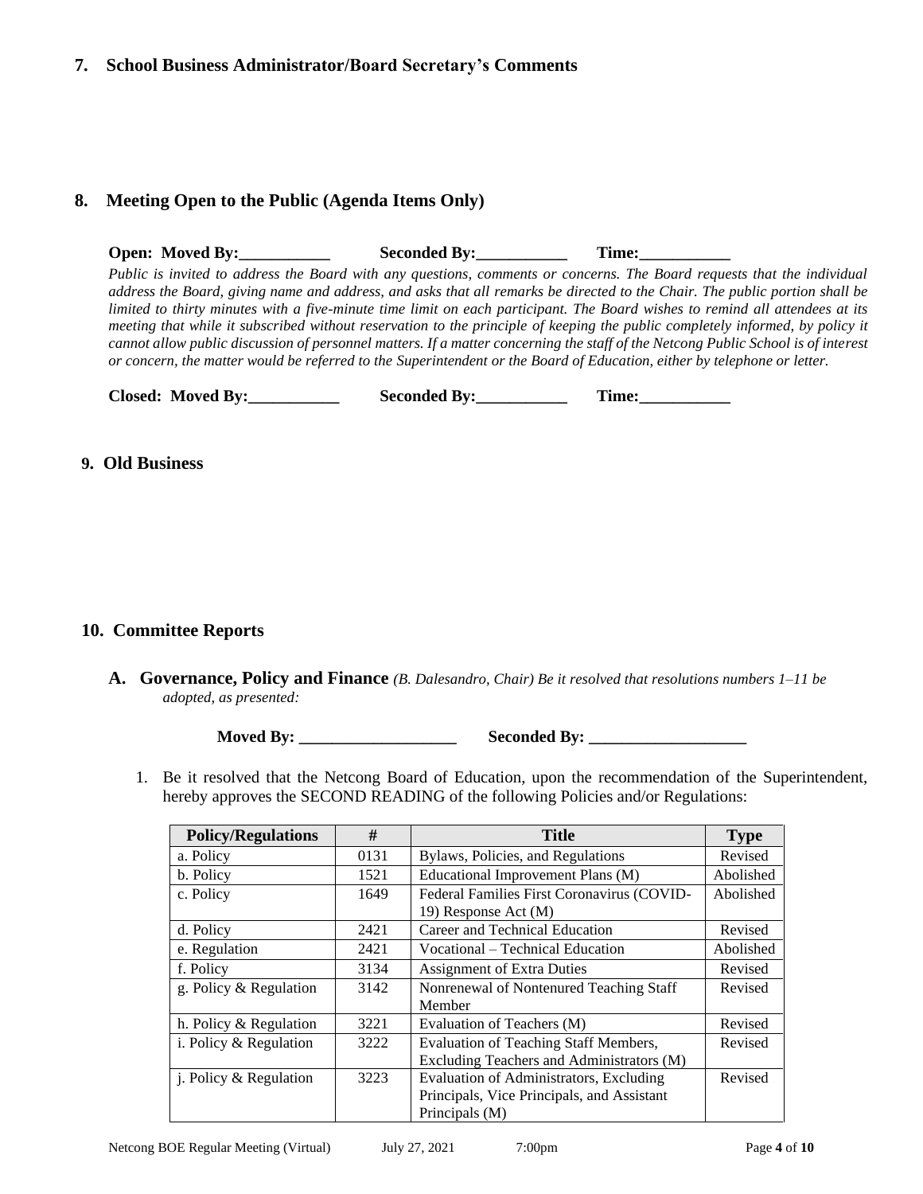## 7. School Business Administrator/Board Secretary's Comments

## 8. Meeting Open to the Public (Agenda Items Only)

**Open: Moved By:___________ Seconded By:___________ Time:___________**

*Public is invited to address the Board with any questions, comments or concerns. The Board requests that the individual address the Board, giving name and address, and asks that all remarks be directed to the Chair. The public portion shall be limited to thirty minutes with a five-minute time limit on each participant. The Board wishes to remind all attendees at its meeting that while it subscribed without reservation to the principle of keeping the public completely informed, by policy it cannot allow public discussion of personnel matters. If a matter concerning the staff of the Netcong Public School is of interest or concern, the matter would be referred to the Superintendent or the Board of Education, either by telephone or letter.*

**Closed: Moved By:___________ Seconded By:___________ Time:___________**

## 9. Old Business

## 10. Committee Reports

**A. Governance, Policy and Finance** *(B. Dalesandro, Chair) Be it resolved that resolutions numbers 1–11 be adopted, as presented:*

**Moved By: ___________________ Seconded By: ___________________**

1. Be it resolved that the Netcong Board of Education, upon the recommendation of the Superintendent, hereby approves the SECOND READING of the following Policies and/or Regulations:

| Policy/Regulations | # | Title | Type |
|---|---|---|---|
| a. Policy | 0131 | Bylaws, Policies, and Regulations | Revised |
| b. Policy | 1521 | Educational Improvement Plans (M) | Abolished |
| c. Policy | 1649 | Federal Families First Coronavirus (COVID-19) Response Act (M) | Abolished |
| d. Policy | 2421 | Career and Technical Education | Revised |
| e. Regulation | 2421 | Vocational – Technical Education | Abolished |
| f. Policy | 3134 | Assignment of Extra Duties | Revised |
| g. Policy & Regulation | 3142 | Nonrenewal of Nontenured Teaching Staff Member | Revised |
| h. Policy & Regulation | 3221 | Evaluation of Teachers (M) | Revised |
| i. Policy & Regulation | 3222 | Evaluation of Teaching Staff Members, Excluding Teachers and Administrators (M) | Revised |
| j. Policy & Regulation | 3223 | Evaluation of Administrators, Excluding Principals, Vice Principals, and Assistant Principals (M) | Revised |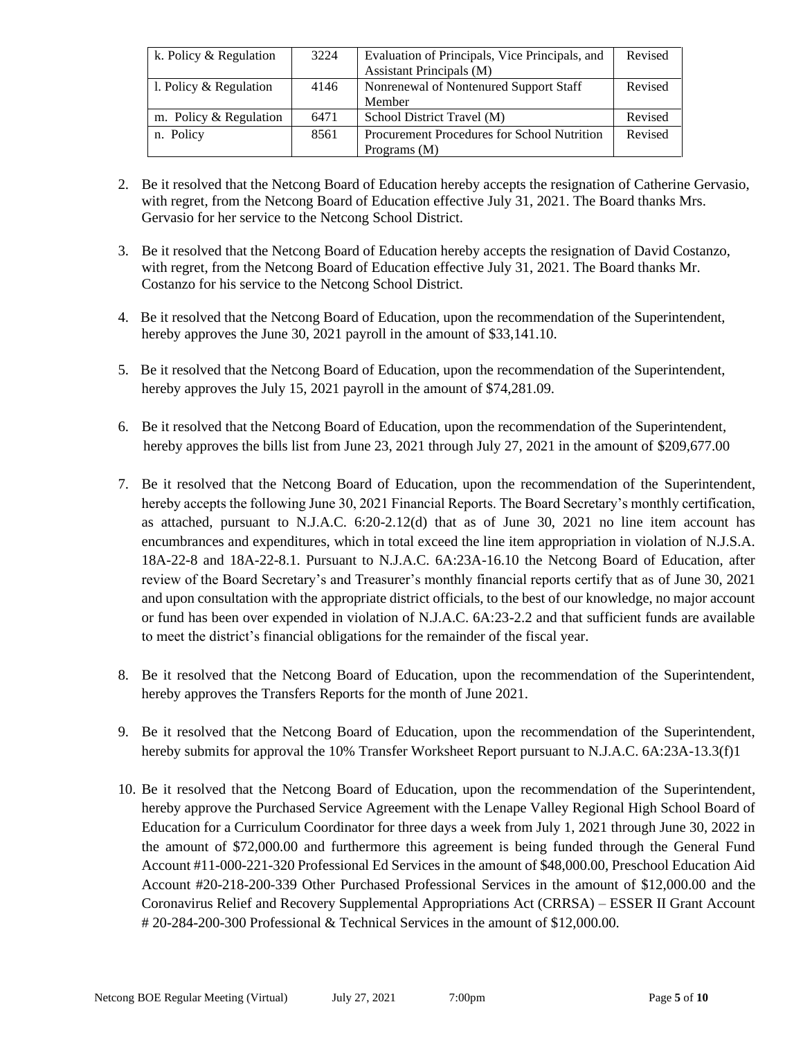| k. Policy & Regulation | 3224 | Evaluation of Principals, Vice Principals, and Assistant Principals (M) | Revised |
|---|---|---|---|
| l. Policy & Regulation | 4146 | Nonrenewal of Nontenured Support Staff Member | Revised |
| m. Policy & Regulation | 6471 | School District Travel (M) | Revised |
| n. Policy | 8561 | Procurement Procedures for School Nutrition Programs (M) | Revised |

2. Be it resolved that the Netcong Board of Education hereby accepts the resignation of Catherine Gervasio, with regret, from the Netcong Board of Education effective July 31, 2021. The Board thanks Mrs. Gervasio for her service to the Netcong School District.

3. Be it resolved that the Netcong Board of Education hereby accepts the resignation of David Costanzo, with regret, from the Netcong Board of Education effective July 31, 2021. The Board thanks Mr. Costanzo for his service to the Netcong School District.

4. Be it resolved that the Netcong Board of Education, upon the recommendation of the Superintendent, hereby approves the June 30, 2021 payroll in the amount of $33,141.10.

5. Be it resolved that the Netcong Board of Education, upon the recommendation of the Superintendent, hereby approves the July 15, 2021 payroll in the amount of $74,281.09.

6. Be it resolved that the Netcong Board of Education, upon the recommendation of the Superintendent, hereby approves the bills list from June 23, 2021 through July 27, 2021 in the amount of $209,677.00

7. Be it resolved that the Netcong Board of Education, upon the recommendation of the Superintendent, hereby accepts the following June 30, 2021 Financial Reports. The Board Secretary's monthly certification, as attached, pursuant to N.J.A.C. 6:20-2.12(d) that as of June 30, 2021 no line item account has encumbrances and expenditures, which in total exceed the line item appropriation in violation of N.J.S.A. 18A-22-8 and 18A-22-8.1. Pursuant to N.J.A.C. 6A:23A-16.10 the Netcong Board of Education, after review of the Board Secretary's and Treasurer's monthly financial reports certify that as of June 30, 2021 and upon consultation with the appropriate district officials, to the best of our knowledge, no major account or fund has been over expended in violation of N.J.A.C. 6A:23-2.2 and that sufficient funds are available to meet the district's financial obligations for the remainder of the fiscal year.

8. Be it resolved that the Netcong Board of Education, upon the recommendation of the Superintendent, hereby approves the Transfers Reports for the month of June 2021.

9. Be it resolved that the Netcong Board of Education, upon the recommendation of the Superintendent, hereby submits for approval the 10% Transfer Worksheet Report pursuant to N.J.A.C. 6A:23A-13.3(f)1

10. Be it resolved that the Netcong Board of Education, upon the recommendation of the Superintendent, hereby approve the Purchased Service Agreement with the Lenape Valley Regional High School Board of Education for a Curriculum Coordinator for three days a week from July 1, 2021 through June 30, 2022 in the amount of $72,000.00 and furthermore this agreement is being funded through the General Fund Account #11-000-221-320 Professional Ed Services in the amount of $48,000.00, Preschool Education Aid Account #20-218-200-339 Other Purchased Professional Services in the amount of $12,000.00 and the Coronavirus Relief and Recovery Supplemental Appropriations Act (CRRSA) – ESSER II Grant Account # 20-284-200-300 Professional & Technical Services in the amount of $12,000.00.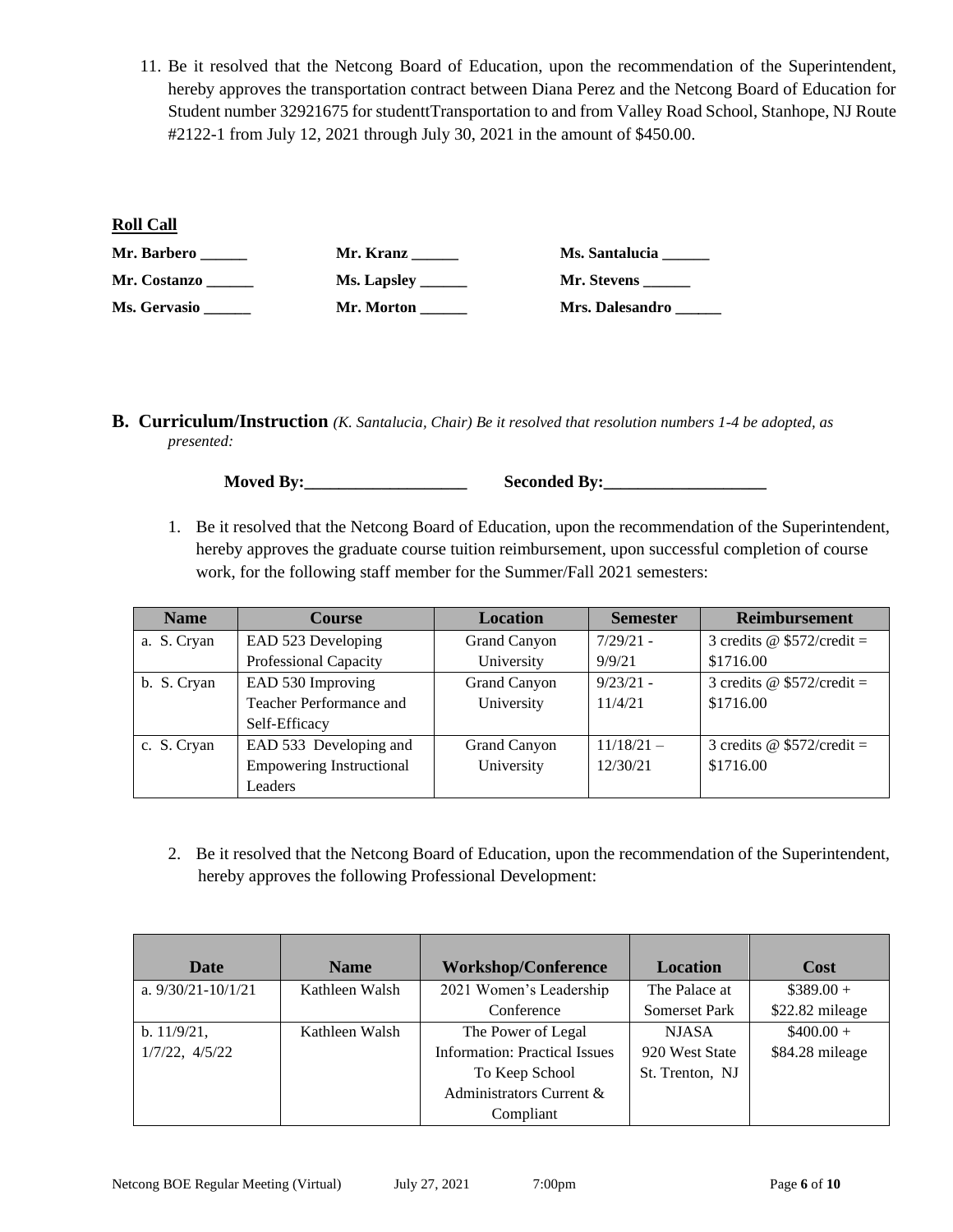11. Be it resolved that the Netcong Board of Education, upon the recommendation of the Superintendent, hereby approves the transportation contract between Diana Perez and the Netcong Board of Education for Student number 32921675 for studenttTransportation to and from Valley Road School, Stanhope, NJ Route #2122-1 from July 12, 2021 through July 30, 2021 in the amount of $450.00.

**Roll Call**

| | | |
|---|---|---|
| **Mr. Barbero ______** | **Mr. Kranz ______** | **Ms. Santalucia ______** |
| **Mr. Costanzo ______** | **Ms. Lapsley ______** | **Mr. Stevens ______** |
| **Ms. Gervasio ______** | **Mr. Morton ______** | **Mrs. Dalesandro ______** |

**B. Curriculum/Instruction** *(K. Santalucia, Chair) Be it resolved that resolution numbers 1-4 be adopted, as presented:*

**Moved By:___________________** **Seconded By:___________________**

1. Be it resolved that the Netcong Board of Education, upon the recommendation of the Superintendent, hereby approves the graduate course tuition reimbursement, upon successful completion of course work, for the following staff member for the Summer/Fall 2021 semesters:

| Name | Course | Location | Semester | Reimbursement |
|---|---|---|---|---|
| a. S. Cryan | EAD 523 Developing Professional Capacity | Grand Canyon University | 7/29/21 - 9/9/21 | 3 credits @ $572/credit = $1716.00 |
| b. S. Cryan | EAD 530 Improving Teacher Performance and Self-Efficacy | Grand Canyon University | 9/23/21 - 11/4/21 | 3 credits @ $572/credit = $1716.00 |
| c. S. Cryan | EAD 533 Developing and Empowering Instructional Leaders | Grand Canyon University | 11/18/21 – 12/30/21 | 3 credits @ $572/credit = $1716.00 |

2. Be it resolved that the Netcong Board of Education, upon the recommendation of the Superintendent, hereby approves the following Professional Development:

| Date | Name | Workshop/Conference | Location | Cost |
|---|---|---|---|---|
| a. 9/30/21-10/1/21 | Kathleen Walsh | 2021 Women's Leadership Conference | The Palace at Somerset Park | $389.00 + $22.82 mileage |
| b. 11/9/21, 1/7/22, 4/5/22 | Kathleen Walsh | The Power of Legal Information: Practical Issues To Keep School Administrators Current & Compliant | NJASA 920 West State St. Trenton, NJ | $400.00 + $84.28 mileage |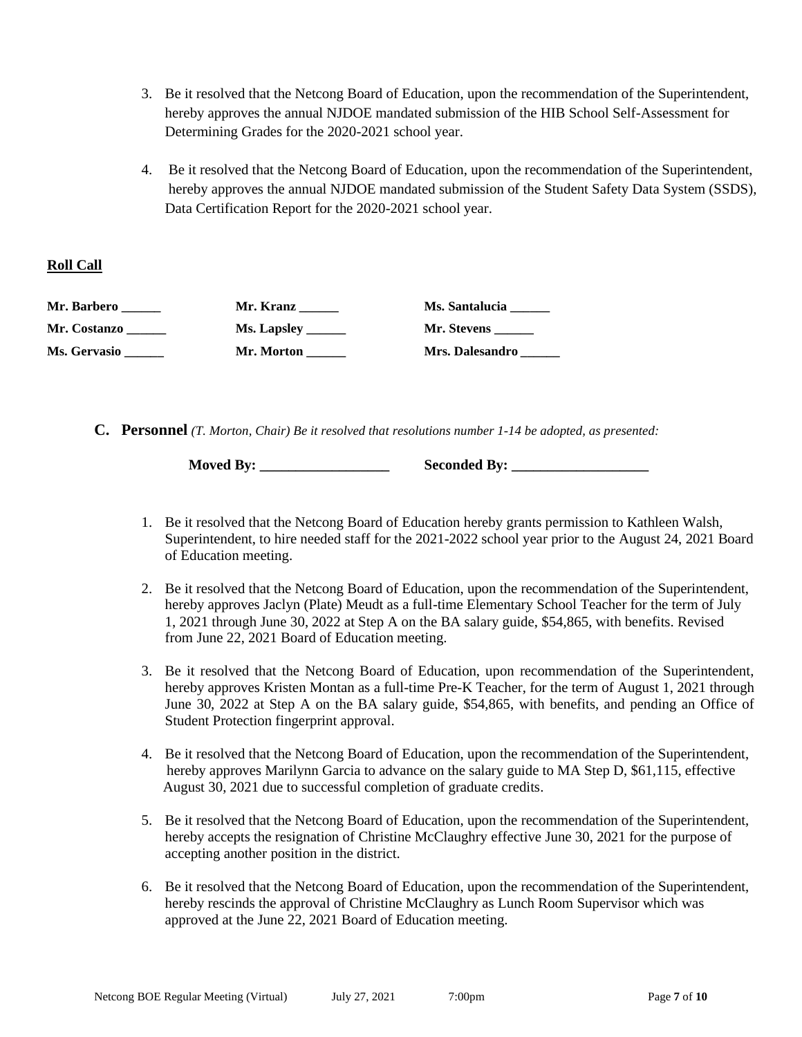3. Be it resolved that the Netcong Board of Education, upon the recommendation of the Superintendent, hereby approves the annual NJDOE mandated submission of the HIB School Self-Assessment for Determining Grades for the 2020-2021 school year.

4. Be it resolved that the Netcong Board of Education, upon the recommendation of the Superintendent, hereby approves the annual NJDOE mandated submission of the Student Safety Data System (SSDS), Data Certification Report for the 2020-2021 school year.

**Roll Call**

| | | |
|---|---|---|
| **Mr. Barbero ______** | **Mr. Kranz ______** | **Ms. Santalucia ______** |
| **Mr. Costanzo ______** | **Ms. Lapsley ______** | **Mr. Stevens ______** |
| **Ms. Gervasio ______** | **Mr. Morton ______** | **Mrs. Dalesandro ______** |

**C. Personnel** *(T. Morton, Chair) Be it resolved that resolutions number 1-14 be adopted, as presented:*

**Moved By: ___________________** **Seconded By: ____________________**

1. Be it resolved that the Netcong Board of Education hereby grants permission to Kathleen Walsh, Superintendent, to hire needed staff for the 2021-2022 school year prior to the August 24, 2021 Board of Education meeting.

2. Be it resolved that the Netcong Board of Education, upon the recommendation of the Superintendent, hereby approves Jaclyn (Plate) Meudt as a full-time Elementary School Teacher for the term of July 1, 2021 through June 30, 2022 at Step A on the BA salary guide, $54,865, with benefits. Revised from June 22, 2021 Board of Education meeting.

3. Be it resolved that the Netcong Board of Education, upon recommendation of the Superintendent, hereby approves Kristen Montan as a full-time Pre-K Teacher, for the term of August 1, 2021 through June 30, 2022 at Step A on the BA salary guide, $54,865, with benefits, and pending an Office of Student Protection fingerprint approval.

4. Be it resolved that the Netcong Board of Education, upon the recommendation of the Superintendent, hereby approves Marilynn Garcia to advance on the salary guide to MA Step D, $61,115, effective August 30, 2021 due to successful completion of graduate credits.

5. Be it resolved that the Netcong Board of Education, upon the recommendation of the Superintendent, hereby accepts the resignation of Christine McClaughry effective June 30, 2021 for the purpose of accepting another position in the district.

6. Be it resolved that the Netcong Board of Education, upon the recommendation of the Superintendent, hereby rescinds the approval of Christine McClaughry as Lunch Room Supervisor which was approved at the June 22, 2021 Board of Education meeting.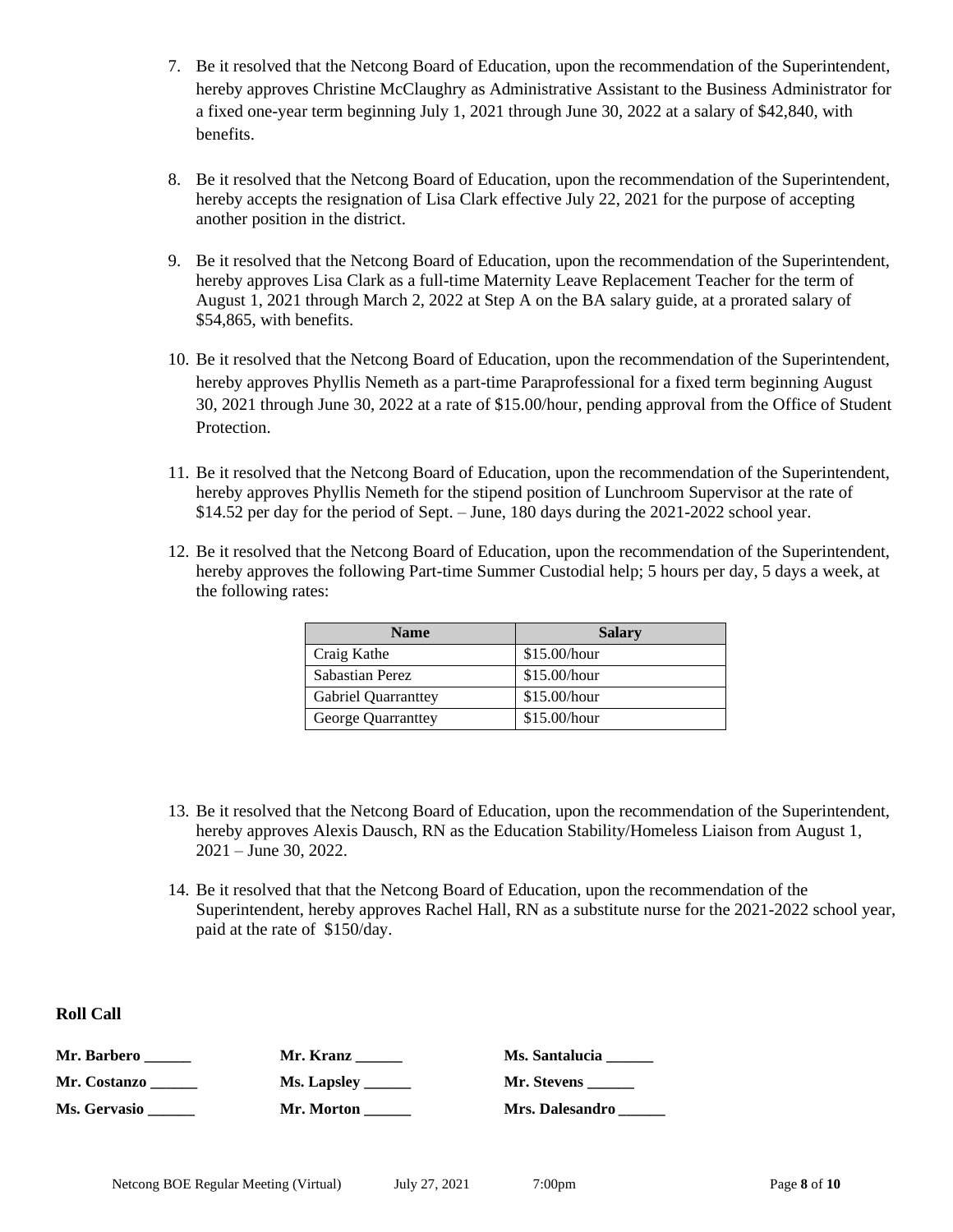7. Be it resolved that the Netcong Board of Education, upon the recommendation of the Superintendent, hereby approves Christine McClaughry as Administrative Assistant to the Business Administrator for a fixed one-year term beginning July 1, 2021 through June 30, 2022 at a salary of $42,840, with benefits.

8. Be it resolved that the Netcong Board of Education, upon the recommendation of the Superintendent, hereby accepts the resignation of Lisa Clark effective July 22, 2021 for the purpose of accepting another position in the district.

9. Be it resolved that the Netcong Board of Education, upon the recommendation of the Superintendent, hereby approves Lisa Clark as a full-time Maternity Leave Replacement Teacher for the term of August 1, 2021 through March 2, 2022 at Step A on the BA salary guide, at a prorated salary of $54,865, with benefits.

10. Be it resolved that the Netcong Board of Education, upon the recommendation of the Superintendent, hereby approves Phyllis Nemeth as a part-time Paraprofessional for a fixed term beginning August 30, 2021 through June 30, 2022 at a rate of $15.00/hour, pending approval from the Office of Student Protection.

11. Be it resolved that the Netcong Board of Education, upon the recommendation of the Superintendent, hereby approves Phyllis Nemeth for the stipend position of Lunchroom Supervisor at the rate of $14.52 per day for the period of Sept. – June, 180 days during the 2021-2022 school year.

12. Be it resolved that the Netcong Board of Education, upon the recommendation of the Superintendent, hereby approves the following Part-time Summer Custodial help; 5 hours per day, 5 days a week, at the following rates:

| Name | Salary |
|---|---|
| Craig Kathe | $15.00/hour |
| Sabastian Perez | $15.00/hour |
| Gabriel Quarranttey | $15.00/hour |
| George Quarranttey | $15.00/hour |

13. Be it resolved that the Netcong Board of Education, upon the recommendation of the Superintendent, hereby approves Alexis Dausch, RN as the Education Stability/Homeless Liaison from August 1, 2021 – June 30, 2022.

14. Be it resolved that that the Netcong Board of Education, upon the recommendation of the Superintendent, hereby approves Rachel Hall, RN as a substitute nurse for the 2021-2022 school year, paid at the rate of $150/day.

**Roll Call**

| | | |
|---|---|---|
| **Mr. Barbero ______** | **Mr. Kranz ______** | **Ms. Santalucia ______** |
| **Mr. Costanzo ______** | **Ms. Lapsley ______** | **Mr. Stevens ______** |
| **Ms. Gervasio ______** | **Mr. Morton ______** | **Mrs. Dalesandro ______** |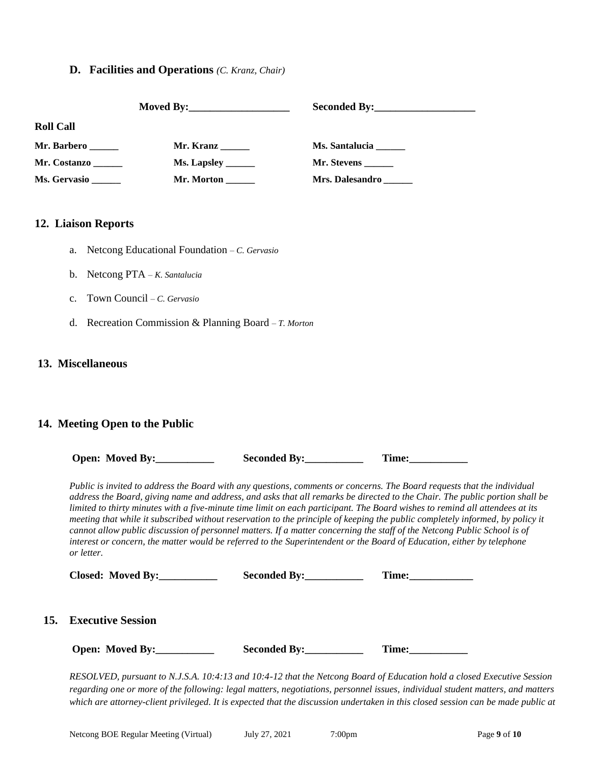### D. Facilities and Operations *(C. Kranz, Chair)*

**Moved By:\_\_\_\_\_\_\_\_\_\_\_\_\_\_\_\_\_\_\_\_** **Seconded By:\_\_\_\_\_\_\_\_\_\_\_\_\_\_\_\_\_\_\_\_**

**Roll Call**

| | | |
|---|---|---|
| **Mr. Barbero \_\_\_\_\_\_** | **Mr. Kranz \_\_\_\_\_\_** | **Ms. Santalucia \_\_\_\_\_\_** |
| **Mr. Costanzo \_\_\_\_\_\_** | **Ms. Lapsley \_\_\_\_\_\_** | **Mr. Stevens \_\_\_\_\_\_** |
| **Ms. Gervasio \_\_\_\_\_\_** | **Mr. Morton \_\_\_\_\_\_** | **Mrs. Dalesandro \_\_\_\_\_\_** |

## 12. Liaison Reports

a. Netcong Educational Foundation – *C. Gervasio*

b. Netcong PTA – *K. Santalucia*

c. Town Council – *C. Gervasio*

d. Recreation Commission & Planning Board – *T. Morton*

## 13. Miscellaneous

## 14. Meeting Open to the Public

**Open: Moved By:\_\_\_\_\_\_\_\_\_\_\_** **Seconded By:\_\_\_\_\_\_\_\_\_\_\_** **Time:\_\_\_\_\_\_\_\_\_\_\_**

*Public is invited to address the Board with any questions, comments or concerns. The Board requests that the individual address the Board, giving name and address, and asks that all remarks be directed to the Chair. The public portion shall be limited to thirty minutes with a five-minute time limit on each participant. The Board wishes to remind all attendees at its meeting that while it subscribed without reservation to the principle of keeping the public completely informed, by policy it cannot allow public discussion of personnel matters. If a matter concerning the staff of the Netcong Public School is of interest or concern, the matter would be referred to the Superintendent or the Board of Education, either by telephone or letter.*

**Closed: Moved By:\_\_\_\_\_\_\_\_\_\_\_** **Seconded By:\_\_\_\_\_\_\_\_\_\_\_** **Time:\_\_\_\_\_\_\_\_\_\_\_\_**

## 15. Executive Session

**Open: Moved By:\_\_\_\_\_\_\_\_\_\_\_** **Seconded By:\_\_\_\_\_\_\_\_\_\_\_** **Time:\_\_\_\_\_\_\_\_\_\_\_**

*RESOLVED, pursuant to N.J.S.A. 10:4:13 and 10:4-12 that the Netcong Board of Education hold a closed Executive Session regarding one or more of the following: legal matters, negotiations, personnel issues, individual student matters, and matters which are attorney-client privileged. It is expected that the discussion undertaken in this closed session can be made public at*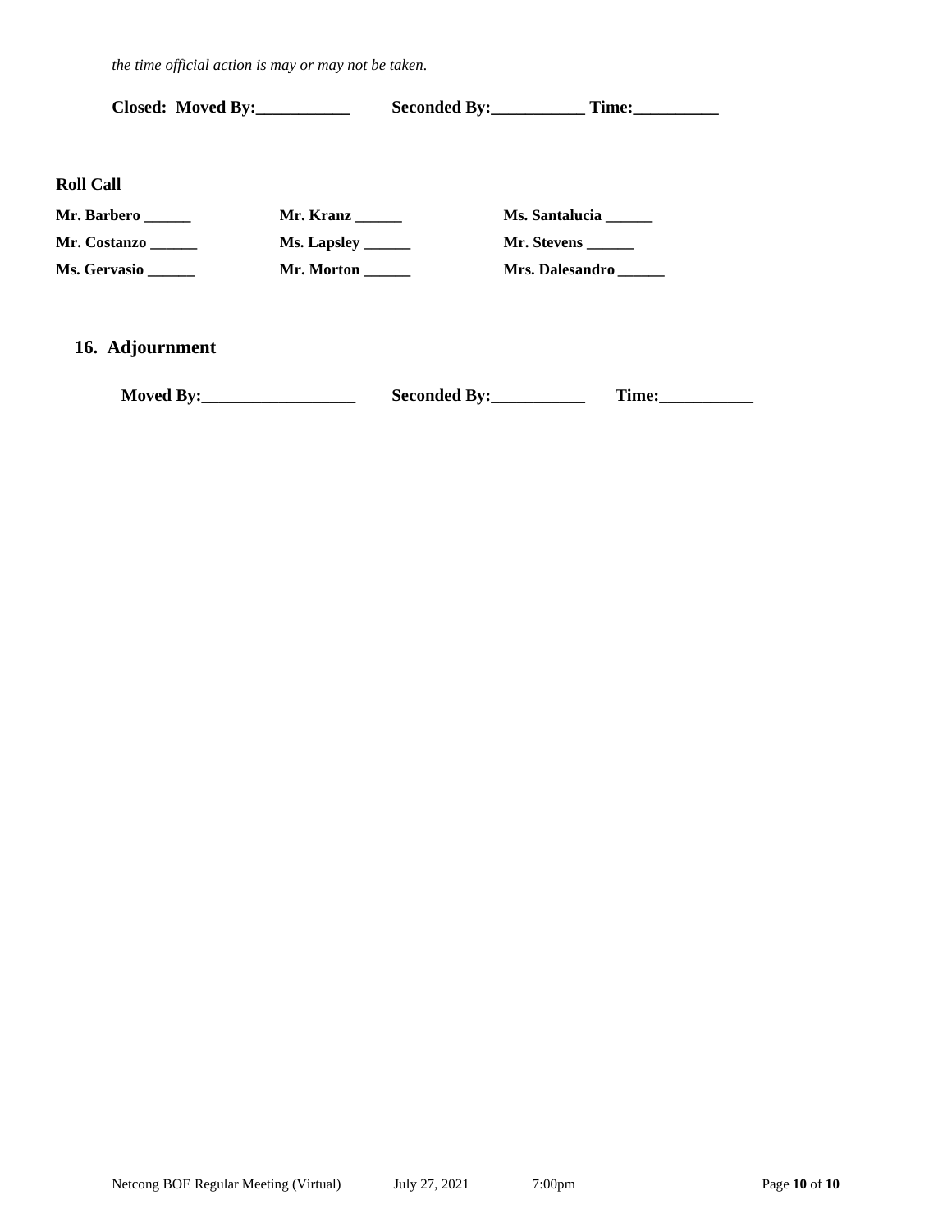*the time official action is may or may not be taken.*

**Closed: Moved By:___________ Seconded By:___________ Time:__________**

**Roll Call**

| | | |
|---|---|---|
| **Mr. Barbero ______** | **Mr. Kranz ______** | **Ms. Santalucia ______** |
| **Mr. Costanzo ______** | **Ms. Lapsley ______** | **Mr. Stevens ______** |
| **Ms. Gervasio ______** | **Mr. Morton ______** | **Mrs. Dalesandro ______** |

## 16. Adjournment

**Moved By:__________________ Seconded By:___________ Time:___________**